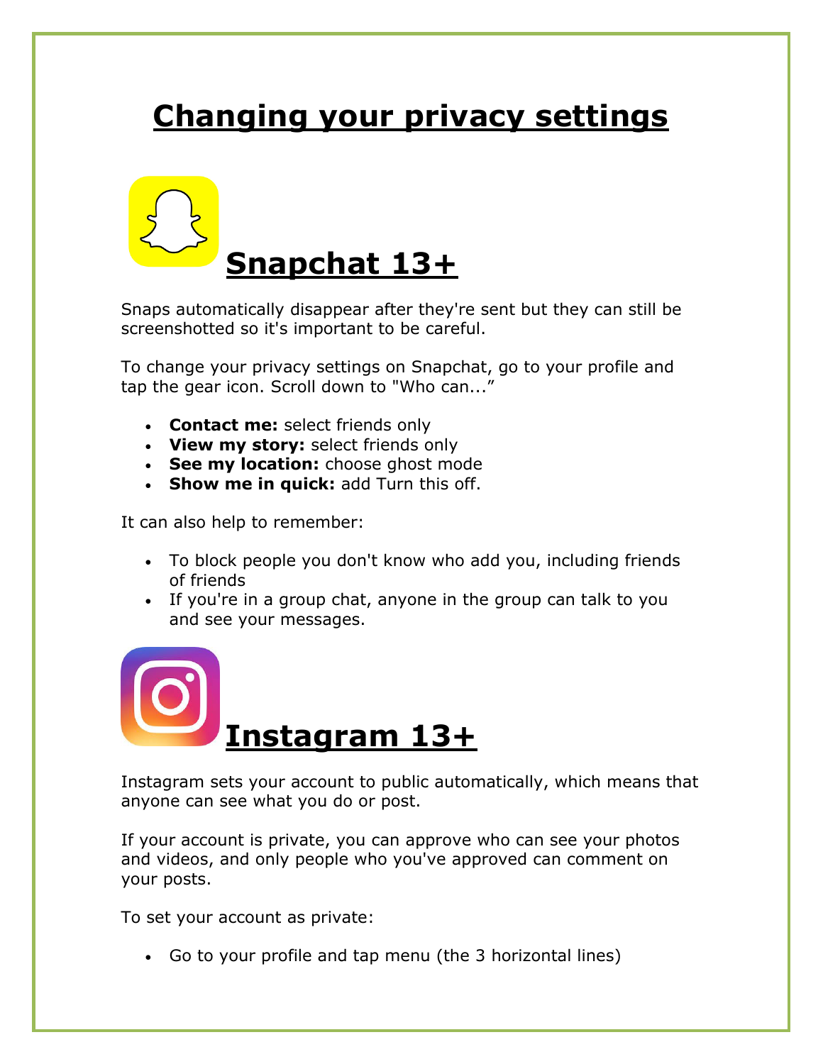# Changing your privacy settings

## Snapchat 13+

Snaps automatically disappear after they're sent but they can still be screenshotted so it's important to be careful.

To change your privacy settings on Snapchat, go to your profile and tap the gear icon. Scroll down to "Who can..."

- **Contact me:** select friends only
- **View my story:** select friends only
- **See my location:** choose ghost mode
- **Show me in quick:** add Turn this off.

It can also help to remember:

- To block people you don't know who add you, including friends of friends
- If you're in a group chat, anyone in the group can talk to you and see your messages.

## Instagram 13+

Instagram sets your account to public automatically, which means that anyone can see what you do or post.

If your account is private, you can approve who can see your photos and videos, and only people who you've approved can comment on your posts.

To set your account as private:

- Go to your profile and tap menu (the 3 horizontal lines)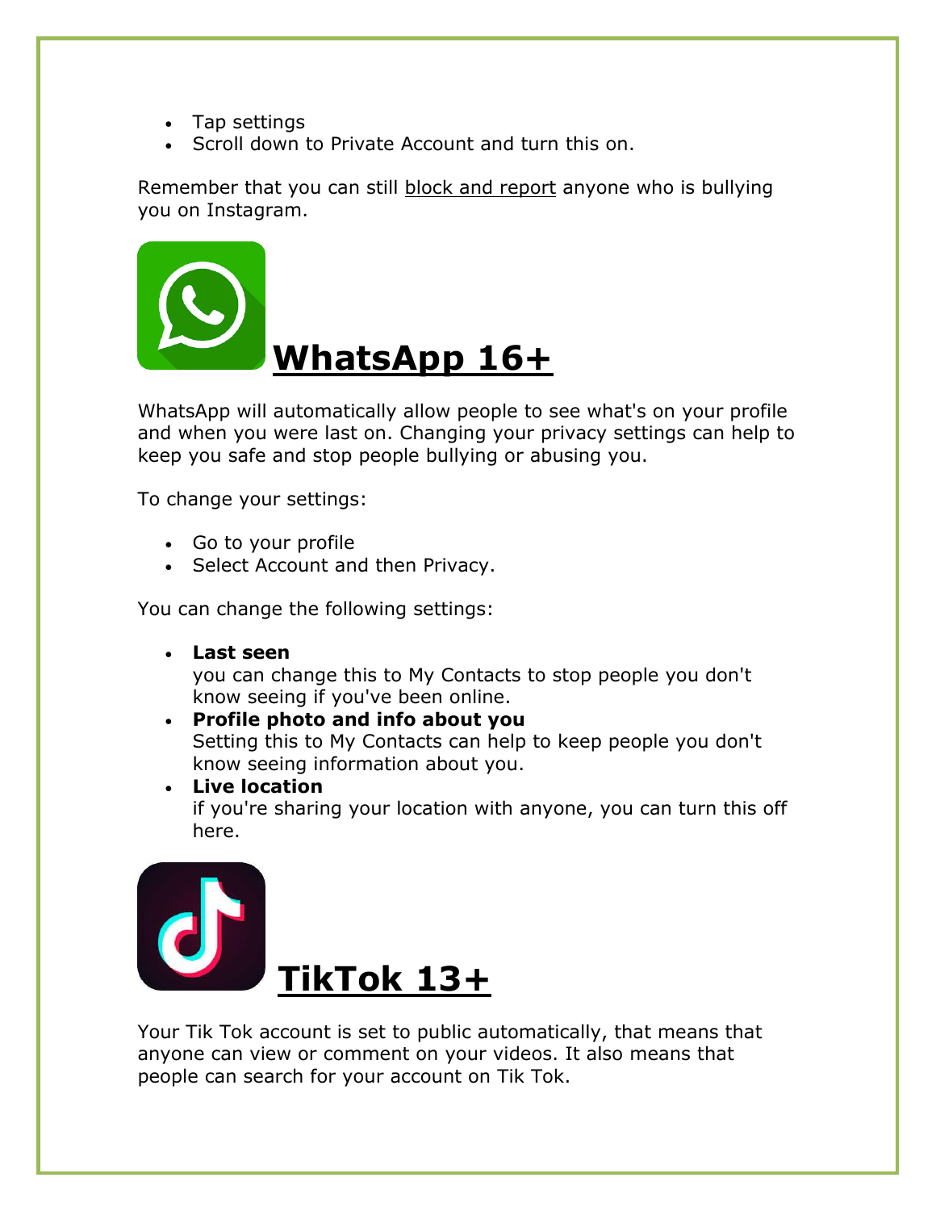- Tap settings
- Scroll down to Private Account and turn this on.

Remember that you can still block and report anyone who is bullying you on Instagram.

## WhatsApp 16+

WhatsApp will automatically allow people to see what's on your profile and when you were last on. Changing your privacy settings can help to keep you safe and stop people bullying or abusing you.

To change your settings:

- Go to your profile
- Select Account and then Privacy.

You can change the following settings:

- **Last seen**
  you can change this to My Contacts to stop people you don't know seeing if you've been online.
- **Profile photo and info about you**
  Setting this to My Contacts can help to keep people you don't know seeing information about you.
- **Live location**
  if you're sharing your location with anyone, you can turn this off here.

## TikTok 13+

Your Tik Tok account is set to public automatically, that means that anyone can view or comment on your videos. It also means that people can search for your account on Tik Tok.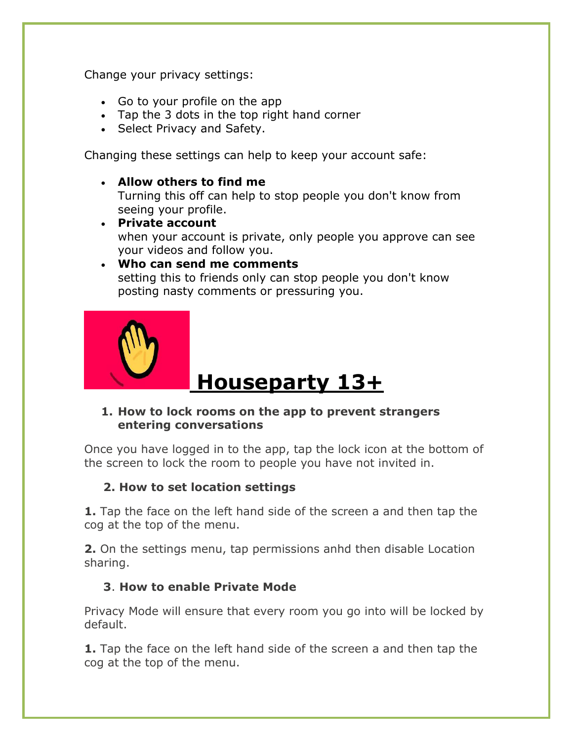Change your privacy settings:

- Go to your profile on the app
- Tap the 3 dots in the top right hand corner
- Select Privacy and Safety.

Changing these settings can help to keep your account safe:

- **Allow others to find me**
  Turning this off can help to stop people you don't know from seeing your profile.
- **Private account**
  when your account is private, only people you approve can see your videos and follow you.
- **Who can send me comments**
  setting this to friends only can stop people you don't know posting nasty comments or pressuring you.

# Houseparty 13+

1. **How to lock rooms on the app to prevent strangers entering conversations**

Once you have logged in to the app, tap the lock icon at the bottom of the screen to lock the room to people you have not invited in.

**2. How to set location settings**

**1.** Tap the face on the left hand side of the screen a and then tap the cog at the top of the menu.

**2.** On the settings menu, tap permissions anhd then disable Location sharing.

**3. How to enable Private Mode**

Privacy Mode will ensure that every room you go into will be locked by default.

**1.** Tap the face on the left hand side of the screen a and then tap the cog at the top of the menu.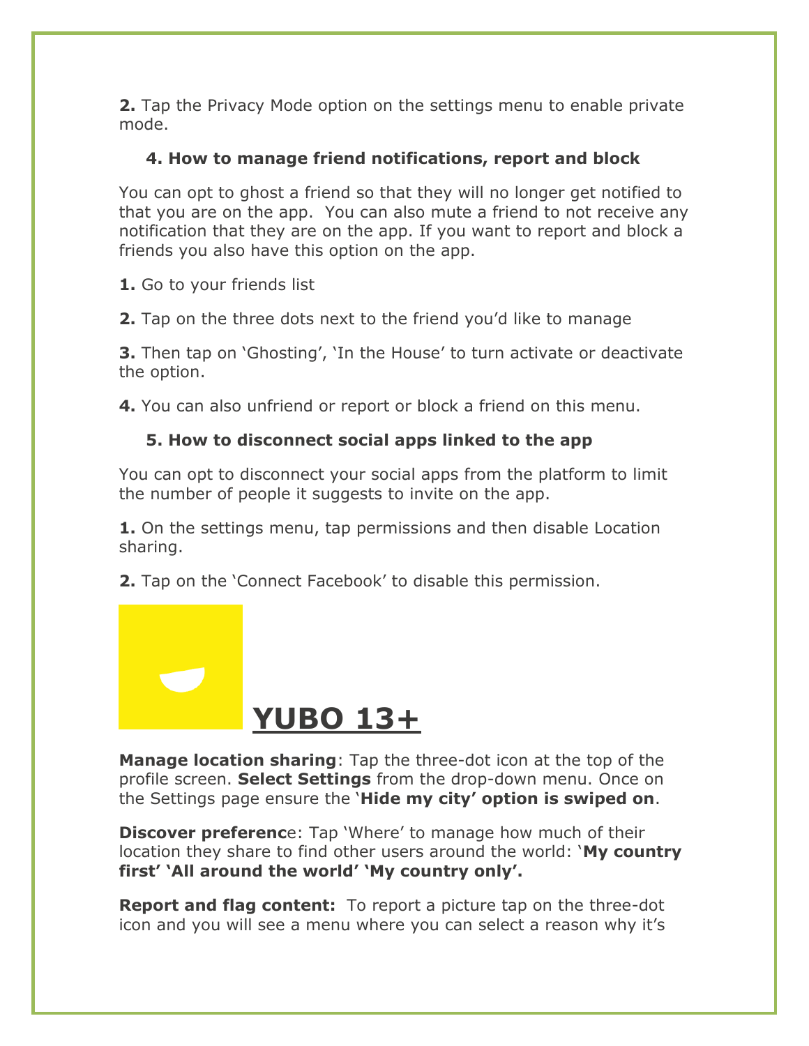**2.** Tap the Privacy Mode option on the settings menu to enable private mode.

### 4. How to manage friend notifications, report and block

You can opt to ghost a friend so that they will no longer get notified to that you are on the app.  You can also mute a friend to not receive any notification that they are on the app. If you want to report and block a friends you also have this option on the app.

**1.** Go to your friends list

**2.** Tap on the three dots next to the friend you'd like to manage

**3.** Then tap on 'Ghosting', 'In the House' to turn activate or deactivate the option.

**4.** You can also unfriend or report or block a friend on this menu.

### 5. How to disconnect social apps linked to the app

You can opt to disconnect your social apps from the platform to limit the number of people it suggests to invite on the app.

**1.** On the settings menu, tap permissions and then disable Location sharing.

**2.** Tap on the 'Connect Facebook' to disable this permission.

## YUBO 13+

**Manage location sharing**: Tap the three-dot icon at the top of the profile screen. **Select Settings** from the drop-down menu. Once on the Settings page ensure the '**Hide my city' option is swiped on**.

**Discover preferenc**e: Tap 'Where' to manage how much of their location they share to find other users around the world: '**My country first' 'All around the world' 'My country only'.**

**Report and flag content:** To report a picture tap on the three-dot icon and you will see a menu where you can select a reason why it's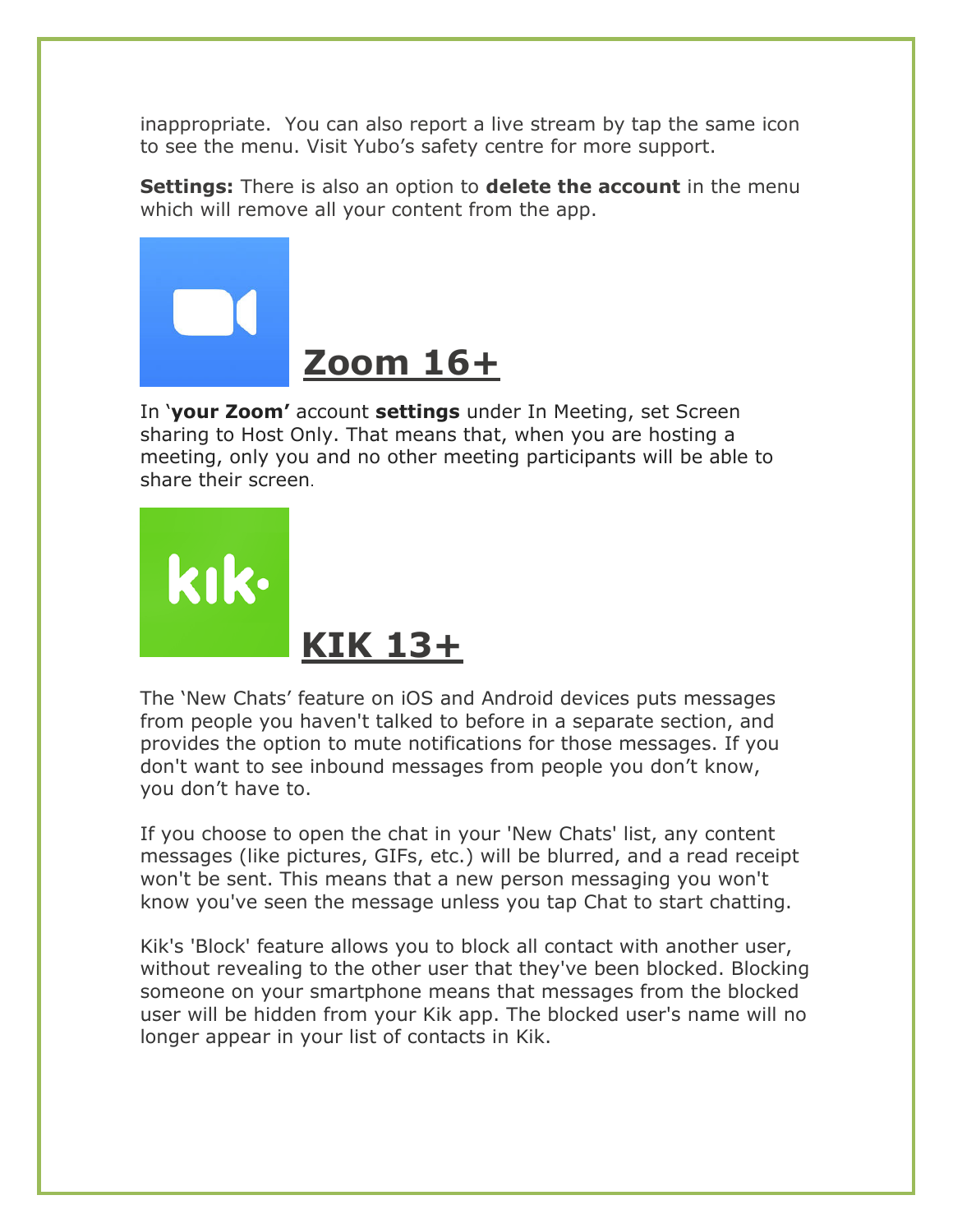inappropriate.  You can also report a live stream by tap the same icon to see the menu. Visit Yubo's safety centre for more support.

**Settings:** There is also an option to **delete the account** in the menu which will remove all your content from the app.

## Zoom 16+

In '**your Zoom'** account **settings** under In Meeting, set Screen sharing to Host Only. That means that, when you are hosting a meeting, only you and no other meeting participants will be able to share their screen.

## KIK 13+

The 'New Chats' feature on iOS and Android devices puts messages from people you haven't talked to before in a separate section, and provides the option to mute notifications for those messages. If you don't want to see inbound messages from people you don't know, you don't have to.

If you choose to open the chat in your 'New Chats' list, any content messages (like pictures, GIFs, etc.) will be blurred, and a read receipt won't be sent. This means that a new person messaging you won't know you've seen the message unless you tap Chat to start chatting.

Kik's 'Block' feature allows you to block all contact with another user, without revealing to the other user that they've been blocked. Blocking someone on your smartphone means that messages from the blocked user will be hidden from your Kik app. The blocked user's name will no longer appear in your list of contacts in Kik.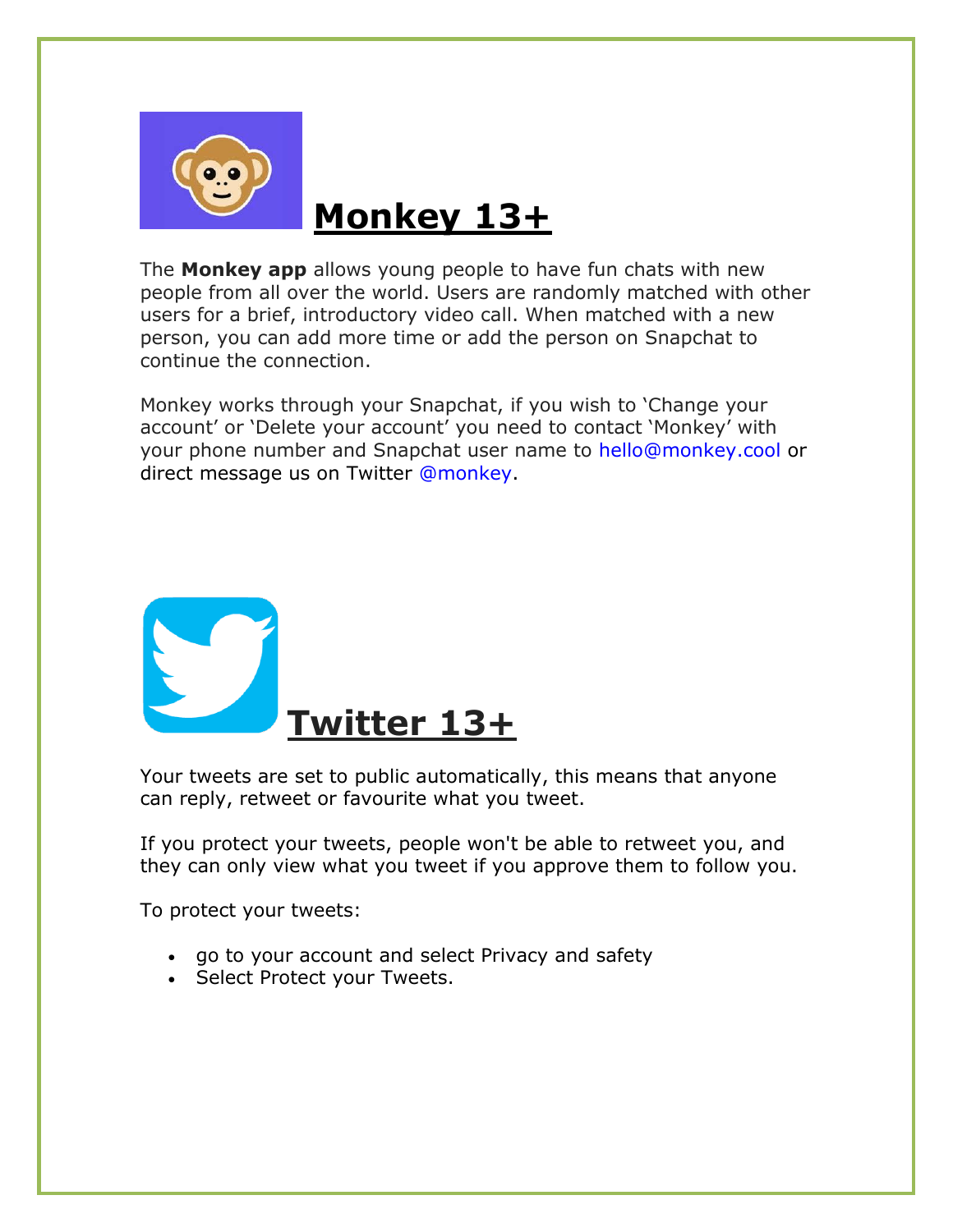## **Monkey 13+**

The **Monkey app** allows young people to have fun chats with new people from all over the world. Users are randomly matched with other users for a brief, introductory video call. When matched with a new person, you can add more time or add the person on Snapchat to continue the connection.

Monkey works through your Snapchat, if you wish to 'Change your account' or 'Delete your account' you need to contact 'Monkey' with your phone number and Snapchat user name to hello@monkey.cool or direct message us on Twitter @monkey.

## **Twitter 13+**

Your tweets are set to public automatically, this means that anyone can reply, retweet or favourite what you tweet.

If you protect your tweets, people won't be able to retweet you, and they can only view what you tweet if you approve them to follow you.

To protect your tweets:

- go to your account and select Privacy and safety
- Select Protect your Tweets.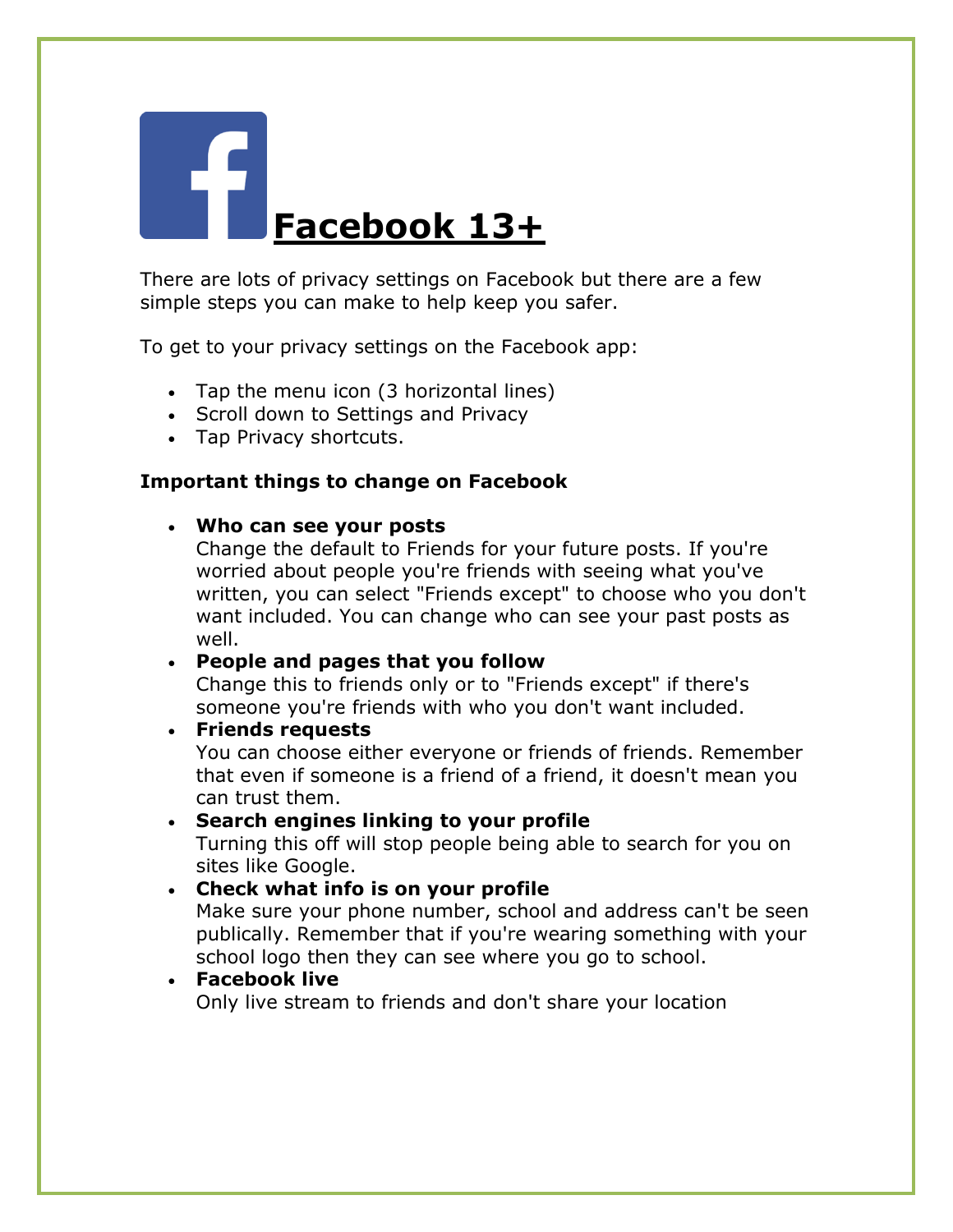# Facebook 13+

There are lots of privacy settings on Facebook but there are a few simple steps you can make to help keep you safer.

To get to your privacy settings on the Facebook app:

- Tap the menu icon (3 horizontal lines)
- Scroll down to Settings and Privacy
- Tap Privacy shortcuts.

**Important things to change on Facebook**

- **Who can see your posts**
  Change the default to Friends for your future posts. If you're worried about people you're friends with seeing what you've written, you can select "Friends except" to choose who you don't want included. You can change who can see your past posts as well.
- **People and pages that you follow**
  Change this to friends only or to "Friends except" if there's someone you're friends with who you don't want included.
- **Friends requests**
  You can choose either everyone or friends of friends. Remember that even if someone is a friend of a friend, it doesn't mean you can trust them.
- **Search engines linking to your profile**
  Turning this off will stop people being able to search for you on sites like Google.
- **Check what info is on your profile**
  Make sure your phone number, school and address can't be seen publically. Remember that if you're wearing something with your school logo then they can see where you go to school.
- **Facebook live**
  Only live stream to friends and don't share your location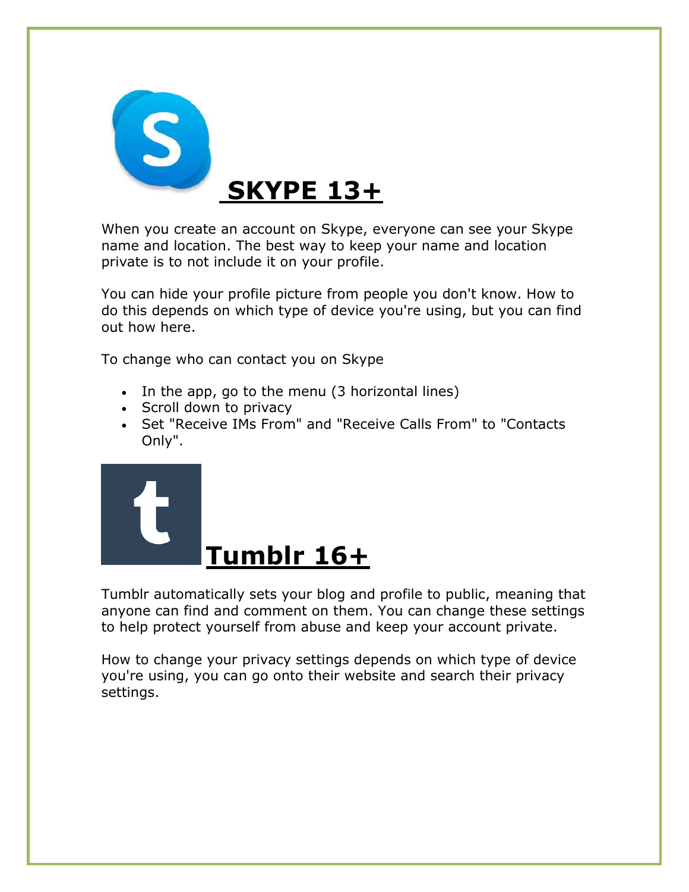# SKYPE 13+

When you create an account on Skype, everyone can see your Skype name and location. The best way to keep your name and location private is to not include it on your profile.

You can hide your profile picture from people you don't know. How to do this depends on which type of device you're using, but you can find out how here.

To change who can contact you on Skype

- In the app, go to the menu (3 horizontal lines)
- Scroll down to privacy
- Set "Receive IMs From" and "Receive Calls From" to "Contacts Only".

# Tumblr 16+

Tumblr automatically sets your blog and profile to public, meaning that anyone can find and comment on them. You can change these settings to help protect yourself from abuse and keep your account private.

How to change your privacy settings depends on which type of device you're using, you can go onto their website and search their privacy settings.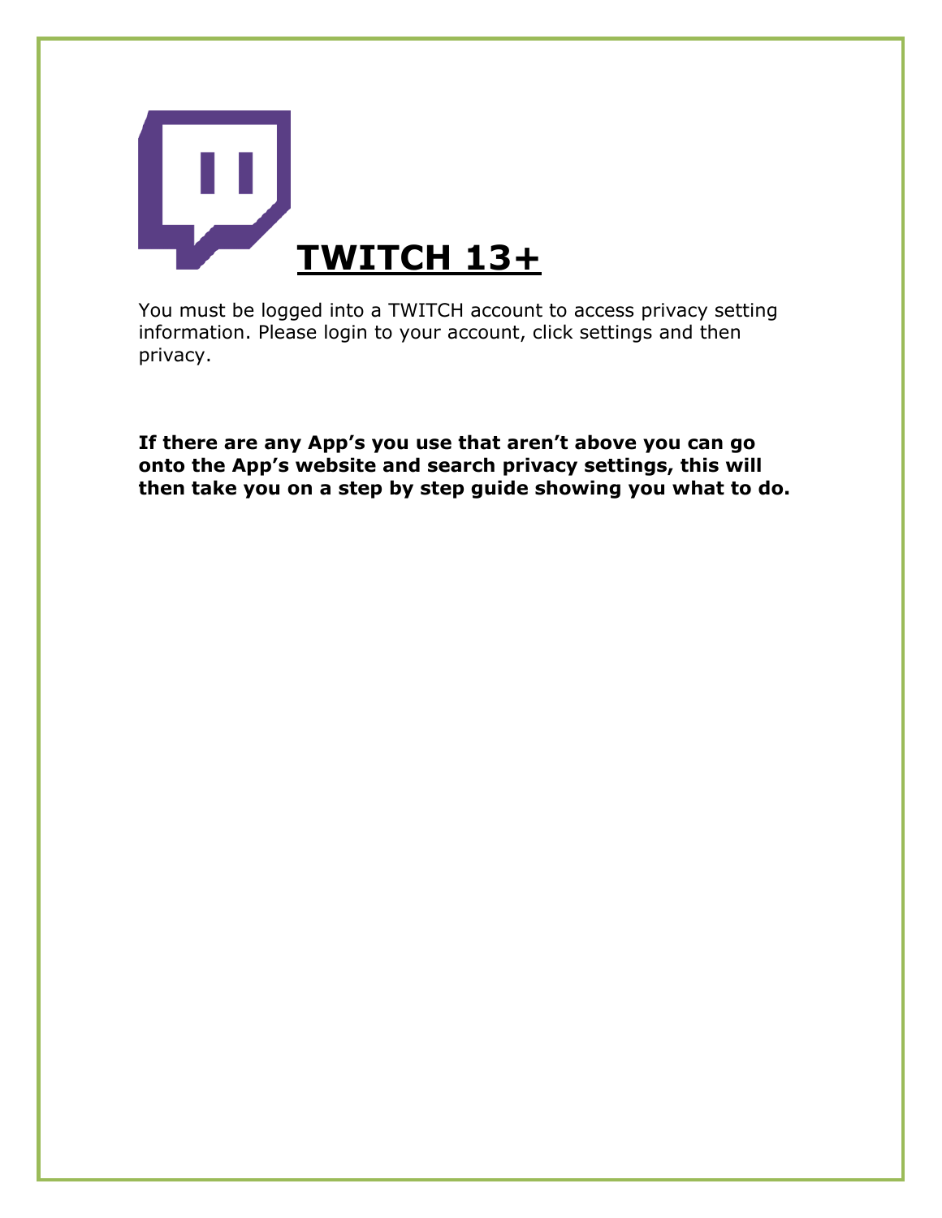# TWITCH 13+

You must be logged into a TWITCH account to access privacy setting information. Please login to your account, click settings and then privacy.

**If there are any App's you use that aren't above you can go onto the App's website and search privacy settings, this will then take you on a step by step guide showing you what to do.**